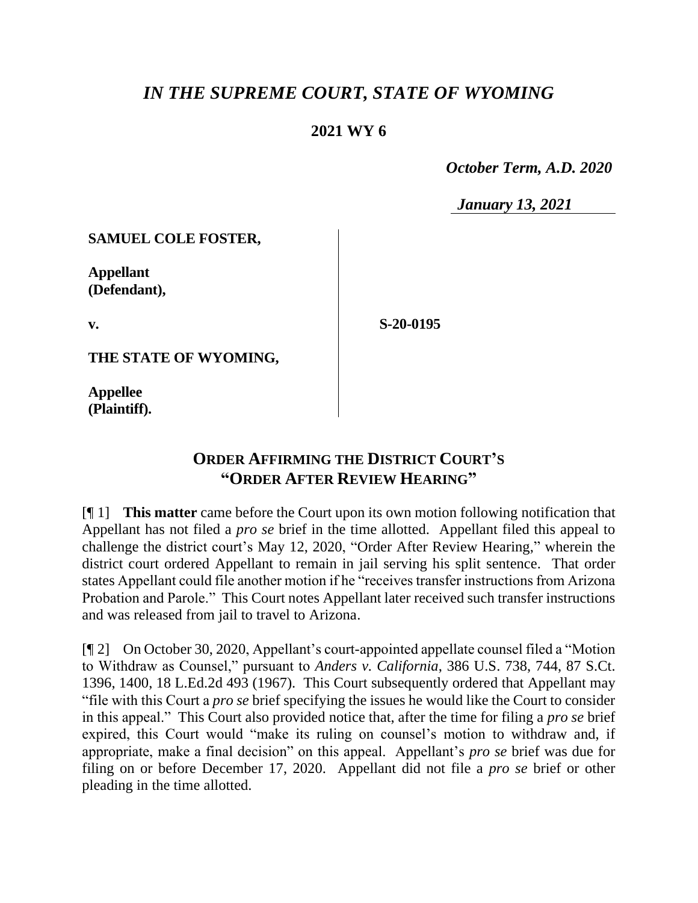# *IN THE SUPREME COURT, STATE OF WYOMING*

## 2021 WY 6

*October Term, A.D. 2020*

*January 13, 2021*

**SAMUEL COLE FOSTER,**

**Appellant (Defendant),**

**v.**

**THE STATE OF WYOMING,**

**Appellee (Plaintiff).**

**S-20-0195**

## ORDER AFFIRMING THE DISTRICT COURT'S "ORDER AFTER REVIEW HEARING"

[¶ 1] **This matter** came before the Court upon its own motion following notification that Appellant has not filed a *pro se* brief in the time allotted. Appellant filed this appeal to challenge the district court's May 12, 2020, "Order After Review Hearing," wherein the district court ordered Appellant to remain in jail serving his split sentence. That order states Appellant could file another motion if he "receives transfer instructions from Arizona Probation and Parole." This Court notes Appellant later received such transfer instructions and was released from jail to travel to Arizona.

[¶ 2] On October 30, 2020, Appellant's court-appointed appellate counsel filed a "Motion to Withdraw as Counsel," pursuant to *Anders v. California*, 386 U.S. 738, 744, 87 S.Ct. 1396, 1400, 18 L.Ed.2d 493 (1967). This Court subsequently ordered that Appellant may "file with this Court a *pro se* brief specifying the issues he would like the Court to consider in this appeal." This Court also provided notice that, after the time for filing a *pro se* brief expired, this Court would "make its ruling on counsel's motion to withdraw and, if appropriate, make a final decision" on this appeal. Appellant's *pro se* brief was due for filing on or before December 17, 2020. Appellant did not file a *pro se* brief or other pleading in the time allotted.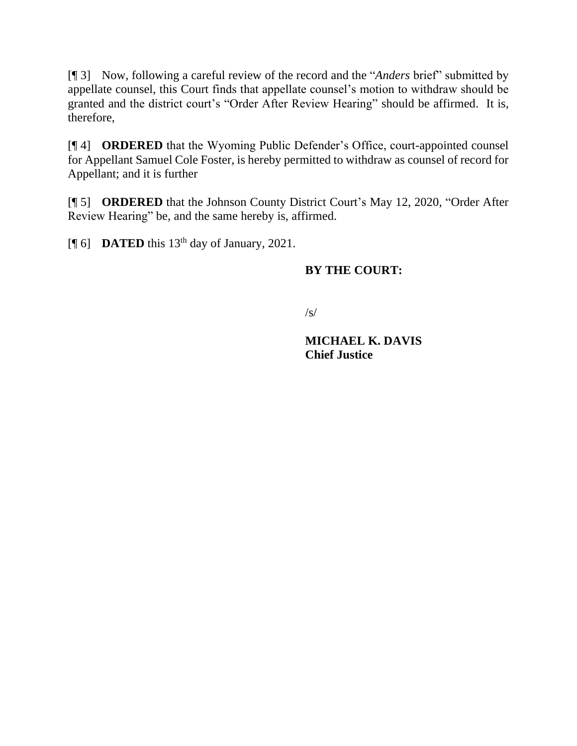[¶ 3] Now, following a careful review of the record and the "*Anders* brief" submitted by appellate counsel, this Court finds that appellate counsel's motion to withdraw should be granted and the district court's "Order After Review Hearing" should be affirmed. It is, therefore,

[¶ 4] **ORDERED** that the Wyoming Public Defender's Office, court-appointed counsel for Appellant Samuel Cole Foster, is hereby permitted to withdraw as counsel of record for Appellant; and it is further

[¶ 5] **ORDERED** that the Johnson County District Court's May 12, 2020, "Order After Review Hearing" be, and the same hereby is, affirmed.

[¶ 6] **DATED** this 13th day of January, 2021.

**BY THE COURT:**

/s/

**MICHAEL K. DAVIS**
**Chief Justice**